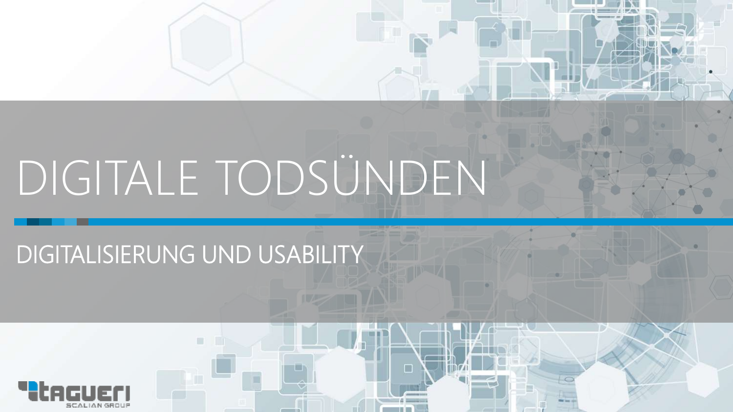# DIGITALE TODSÜNDEN

## DIGITALISIERUNG UND USABILITY

itagueri
SCALIAN GROUP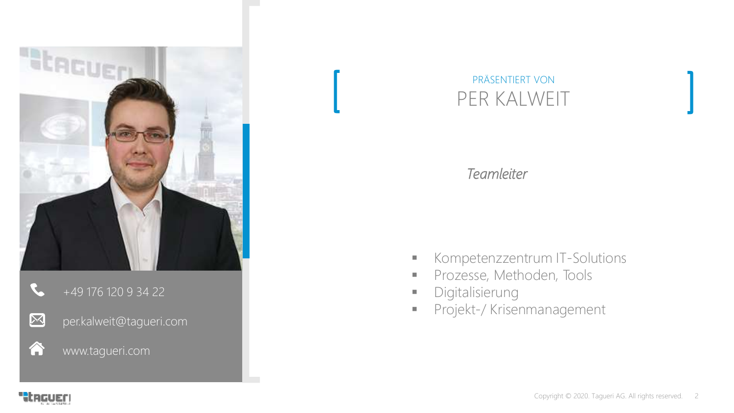+49 176 120 9 34 22

per.kalweit@tagueri.com

www.tagueri.com

PRÄSENTIERT VON

# PER KALWEIT

*Teamleiter*

- Kompetenzzentrum IT-Solutions
- Prozesse, Methoden, Tools
- Digitalisierung
- Projekt-/ Krisenmanagement

Copyright © 2020. Tagueri AG. All rights reserved.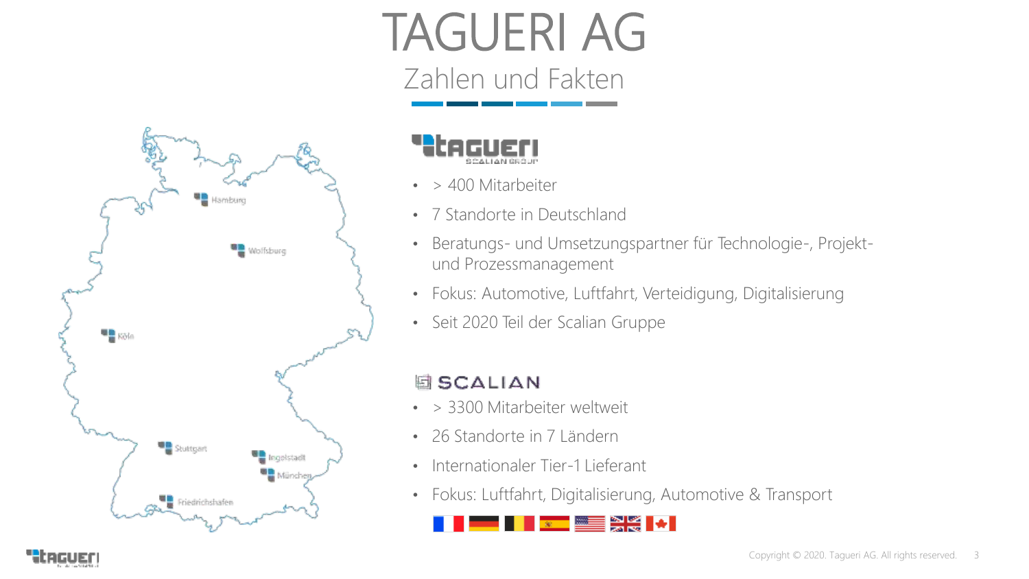# TAGUERI AG

## Zahlen und Fakten

Hamburg

Wolfsburg

Köln

Stuttgart

Ingolstadt

München

Friedrichshafen

### tagueri

SCALIAN GROUP

- > 400 Mitarbeiter
- 7 Standorte in Deutschland
- Beratungs- und Umsetzungspartner für Technologie-, Projekt- und Prozessmanagement
- Fokus: Automotive, Luftfahrt, Verteidigung, Digitalisierung
- Seit 2020 Teil der Scalian Gruppe

### SCALIAN

- > 3300 Mitarbeiter weltweit
- 26 Standorte in 7 Ländern
- Internationaler Tier-1 Lieferant
- Fokus: Luftfahrt, Digitalisierung, Automotive & Transport

Copyright © 2020. Tagueri AG. All rights reserved.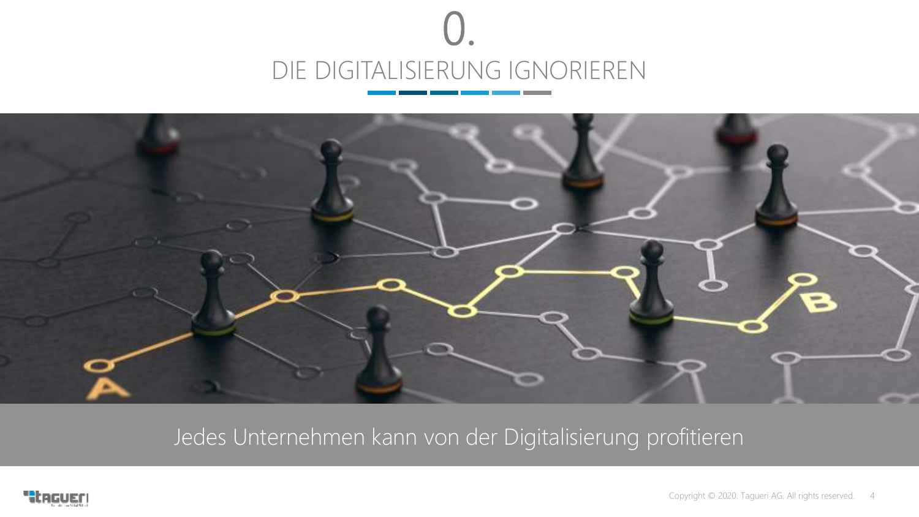# 0.

## DIE DIGITALISIERUNG IGNORIEREN

Jedes Unternehmen kann von der Digitalisierung profitieren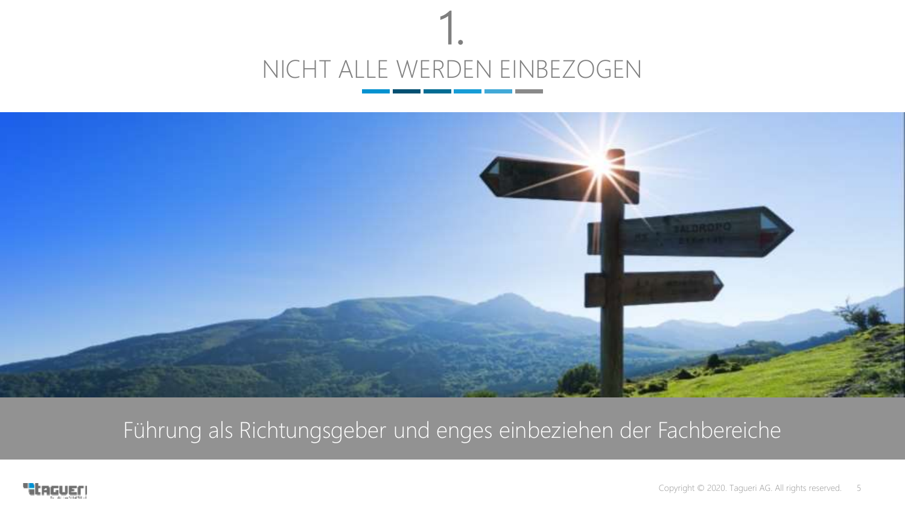# 1.

## NICHT ALLE WERDEN EINBEZOGEN

Führung als Richtungsgeber und enges einbeziehen der Fachbereiche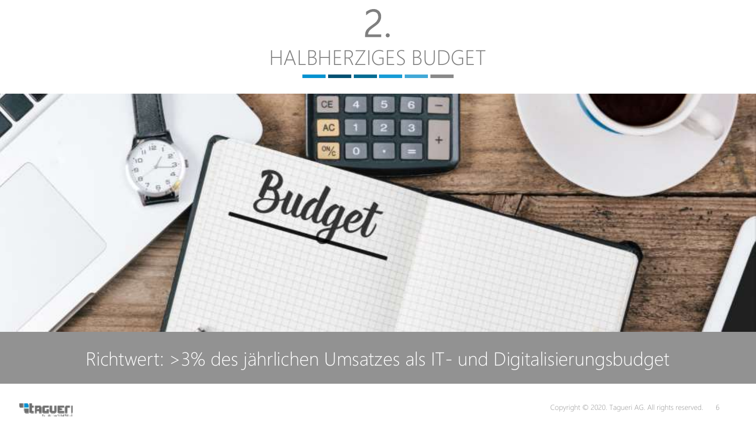# 2.

## HALBHERZIGES BUDGET

Richtwert: >3% des jährlichen Umsatzes als IT- und Digitalisierungsbudget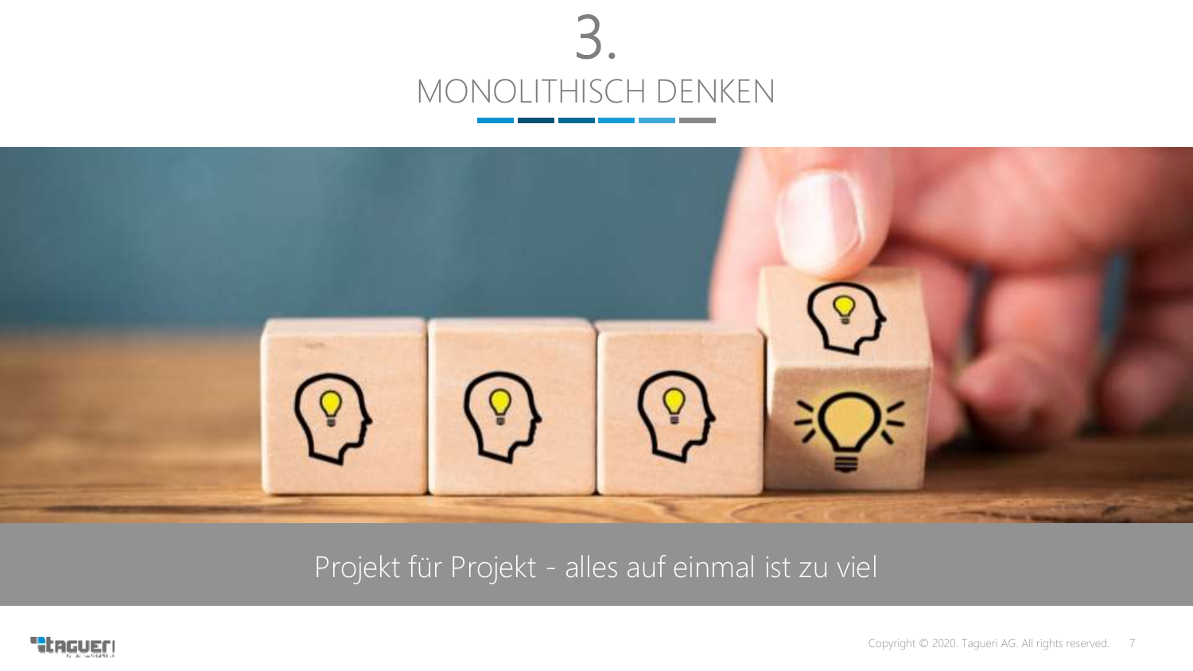# 3.

## MONOLITHISCH DENKEN

Projekt für Projekt - alles auf einmal ist zu viel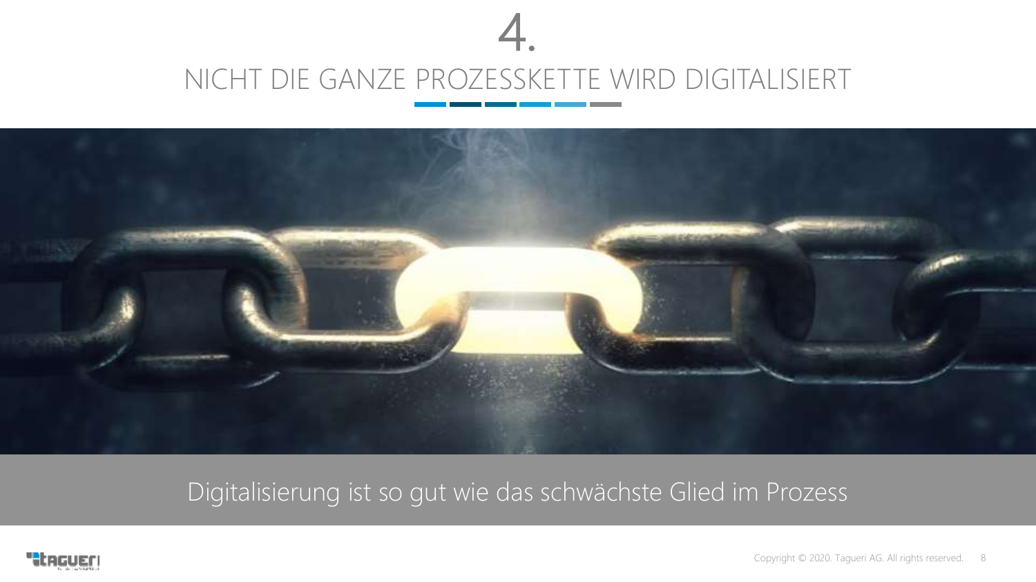# 4.

## NICHT DIE GANZE PROZESSKETTE WIRD DIGITALISIERT

Digitalisierung ist so gut wie das schwächste Glied im Prozess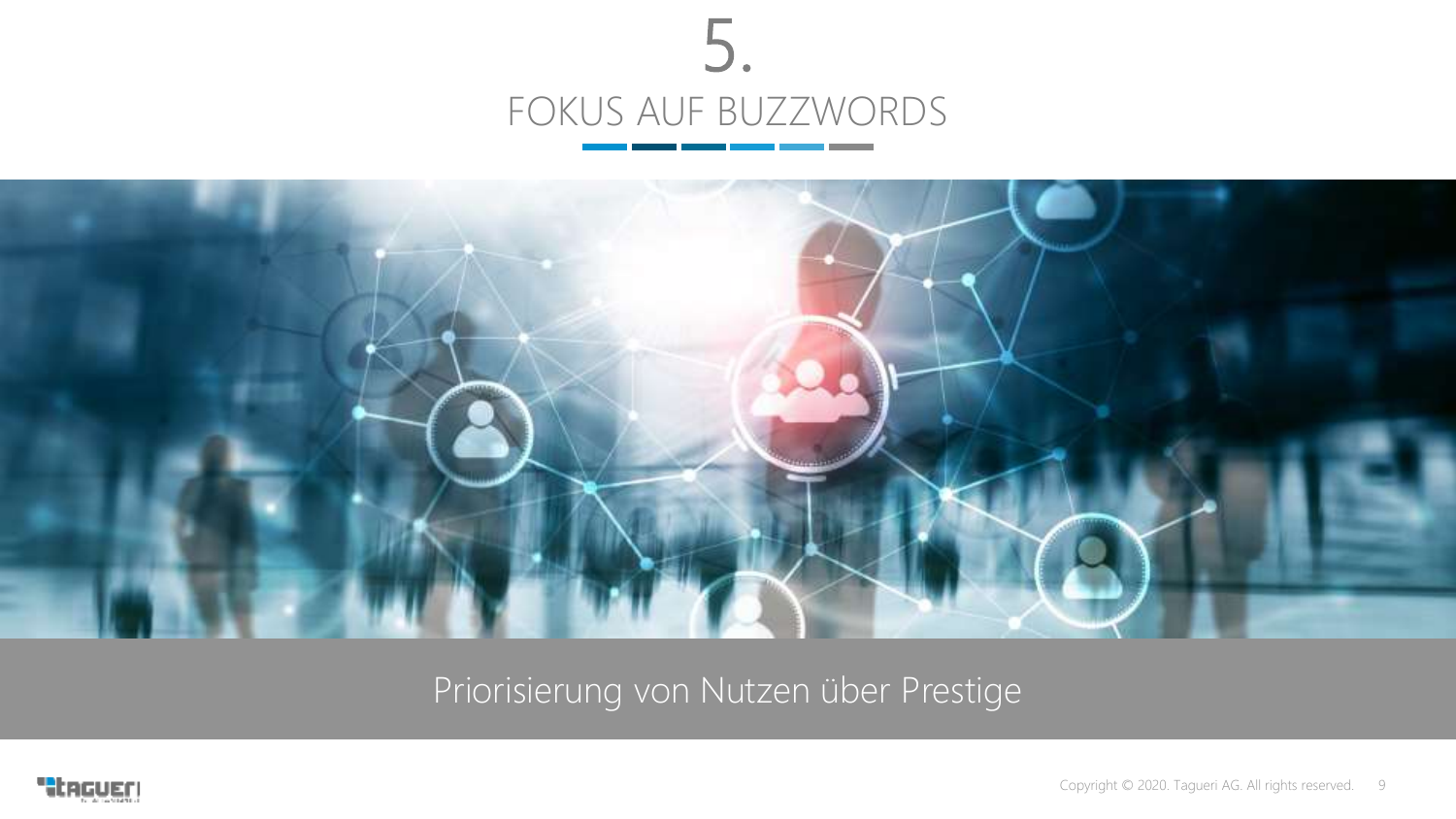# 5.

## FOKUS AUF BUZZWORDS

Priorisierung von Nutzen über Prestige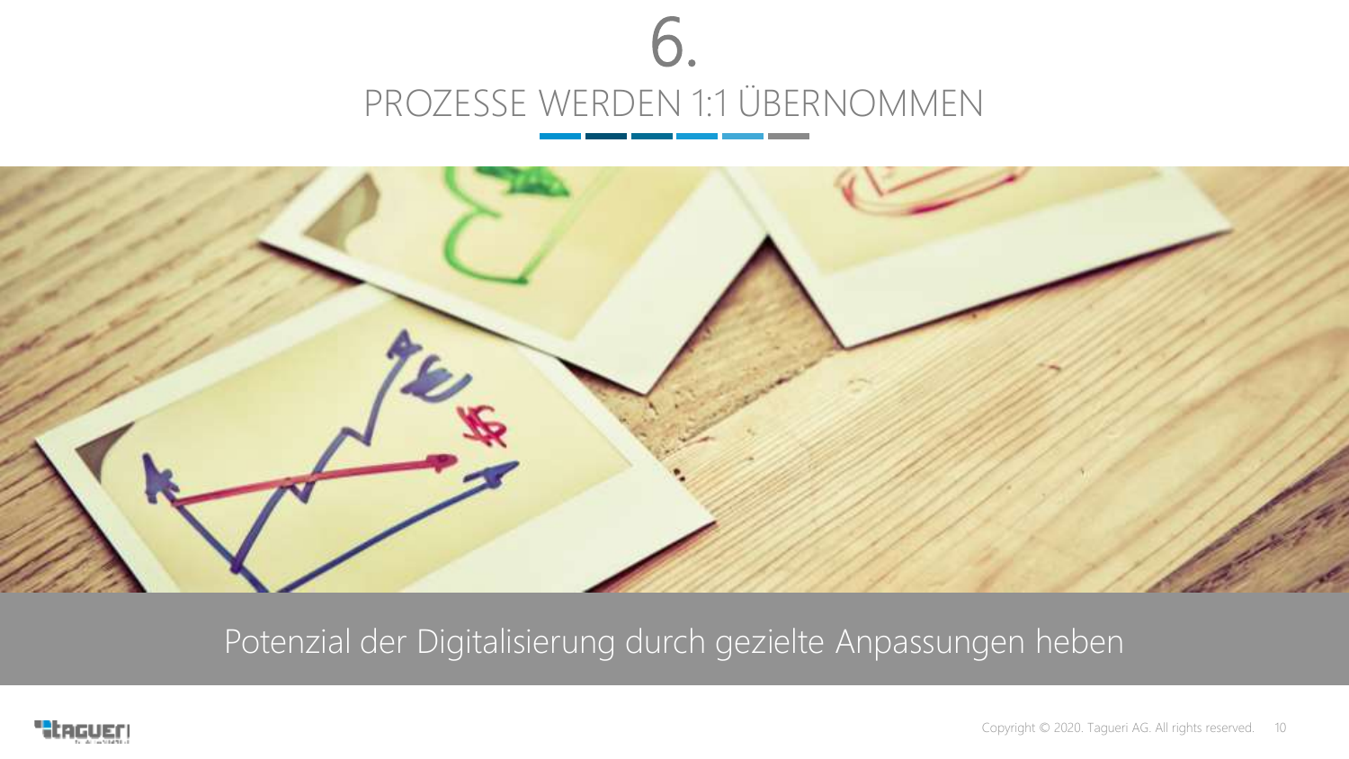# 6.

## PROZESSE WERDEN 1:1 ÜBERNOMMEN

Potenzial der Digitalisierung durch gezielte Anpassungen heben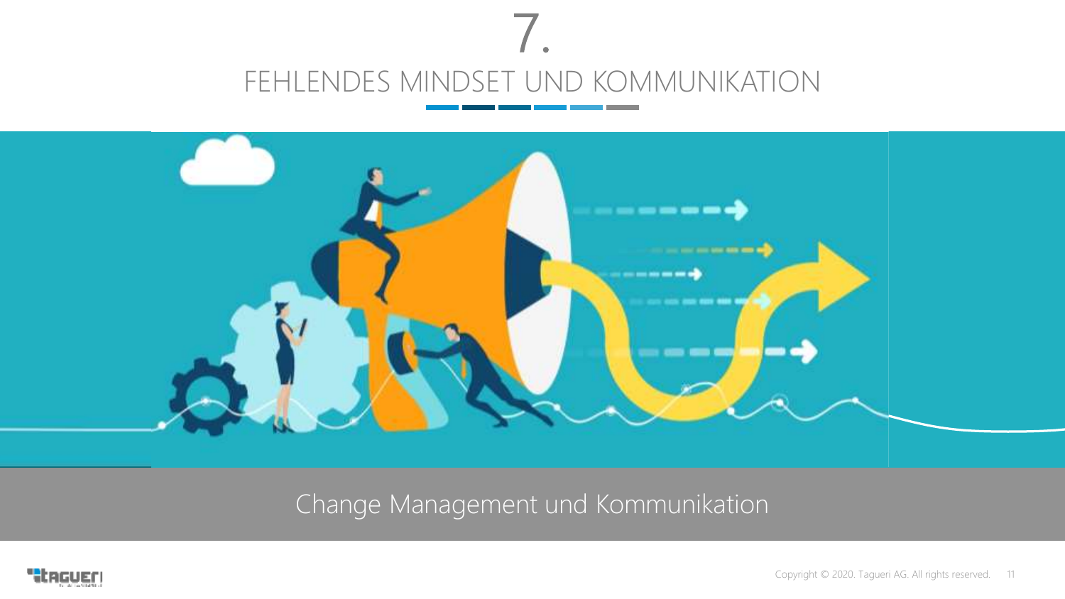# 7.

## FEHLENDES MINDSET UND KOMMUNIKATION

Change Management und Kommunikation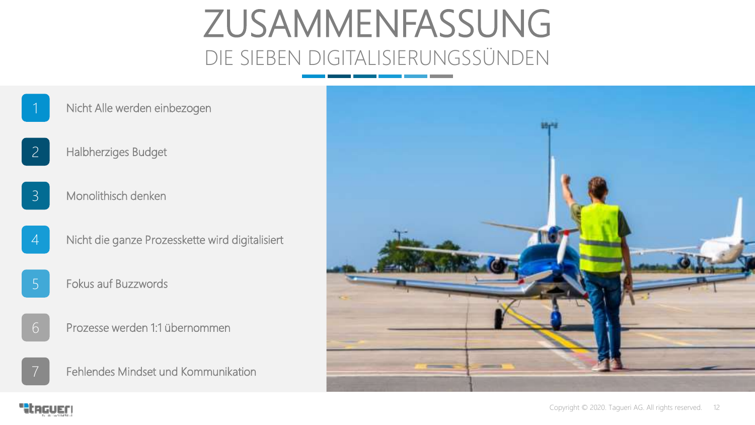# ZUSAMMENFASSUNG

## DIE SIEBEN DIGITALISIERUNGSSÜNDEN

1. Nicht Alle werden einbezogen
2. Halbherziges Budget
3. Monolithisch denken
4. Nicht die ganze Prozesskette wird digitalisiert
5. Fokus auf Buzzwords
6. Prozesse werden 1:1 übernommen
7. Fehlendes Mindset und Kommunikation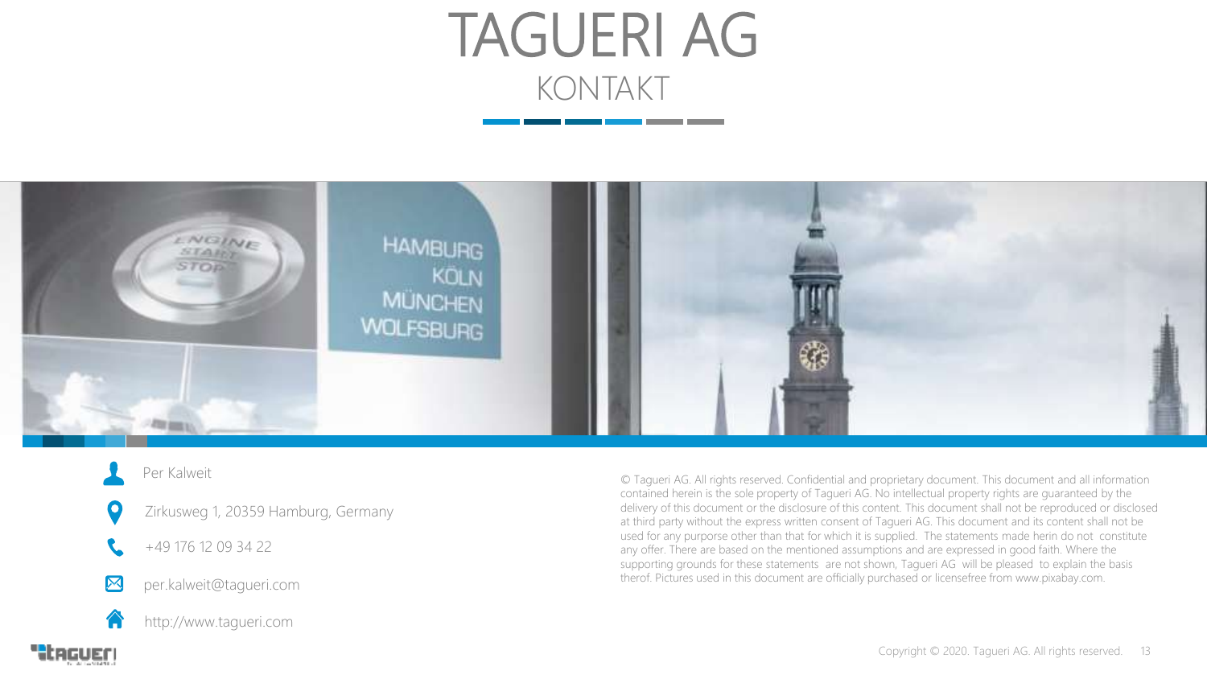# TAGUERI AG

## KONTAKT

Per Kalweit

Zirkusweg 1, 20359 Hamburg, Germany

+49 176 12 09 34 22

per.kalweit@tagueri.com

http://www.tagueri.com

© Tagueri AG. All rights reserved. Confidential and proprietary document. This document and all information contained herein is the sole property of Tagueri AG. No intellectual property rights are guaranteed by the delivery of this document or the disclosure of this content. This document shall not be reproduced or disclosed at third party without the express written consent of Tagueri AG. This document and its content shall not be used for any purpose other than that for which it is supplied. The statements made herin do not constitute any offer. There are based on the mentioned assumptions and are expressed in good faith. Where the supporting grounds for these statements are not shown, Tagueri AG will be pleased to explain the basis therof. Pictures used in this document are officially purchased or licensefree from www.pixabay.com.

Copyright © 2020. Tagueri AG. All rights reserved.